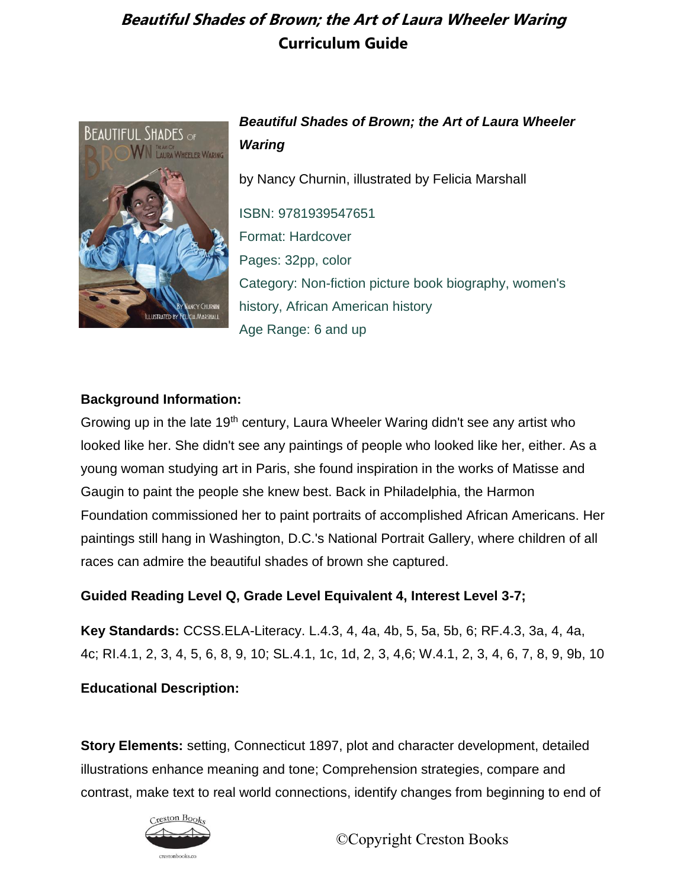# *Beautiful Shades of Brown; the Art of Laura Wheeler Waring*
## Curriculum Guide

***Beautiful Shades of Brown; the Art of Laura Wheeler Waring***

by Nancy Churnin, illustrated by Felicia Marshall

ISBN: 9781939547651
Format: Hardcover
Pages: 32pp, color
Category: Non-fiction picture book biography, women's history, African American history
Age Range: 6 and up

**Background Information:**

Growing up in the late 19th century, Laura Wheeler Waring didn't see any artist who looked like her. She didn't see any paintings of people who looked like her, either. As a young woman studying art in Paris, she found inspiration in the works of Matisse and Gaugin to paint the people she knew best. Back in Philadelphia, the Harmon Foundation commissioned her to paint portraits of accomplished African Americans. Her paintings still hang in Washington, D.C.'s National Portrait Gallery, where children of all races can admire the beautiful shades of brown she captured.

**Guided Reading Level Q, Grade Level Equivalent 4, Interest Level 3-7;**

**Key Standards:** CCSS.ELA-Literacy. L.4.3, 4, 4a, 4b, 5, 5a, 5b, 6; RF.4.3, 3a, 4, 4a, 4c; RI.4.1, 2, 3, 4, 5, 6, 8, 9, 10; SL.4.1, 1c, 1d, 2, 3, 4,6; W.4.1, 2, 3, 4, 6, 7, 8, 9, 9b, 10

**Educational Description:**

**Story Elements:** setting, Connecticut 1897, plot and character development, detailed illustrations enhance meaning and tone; Comprehension strategies, compare and contrast, make text to real world connections, identify changes from beginning to end of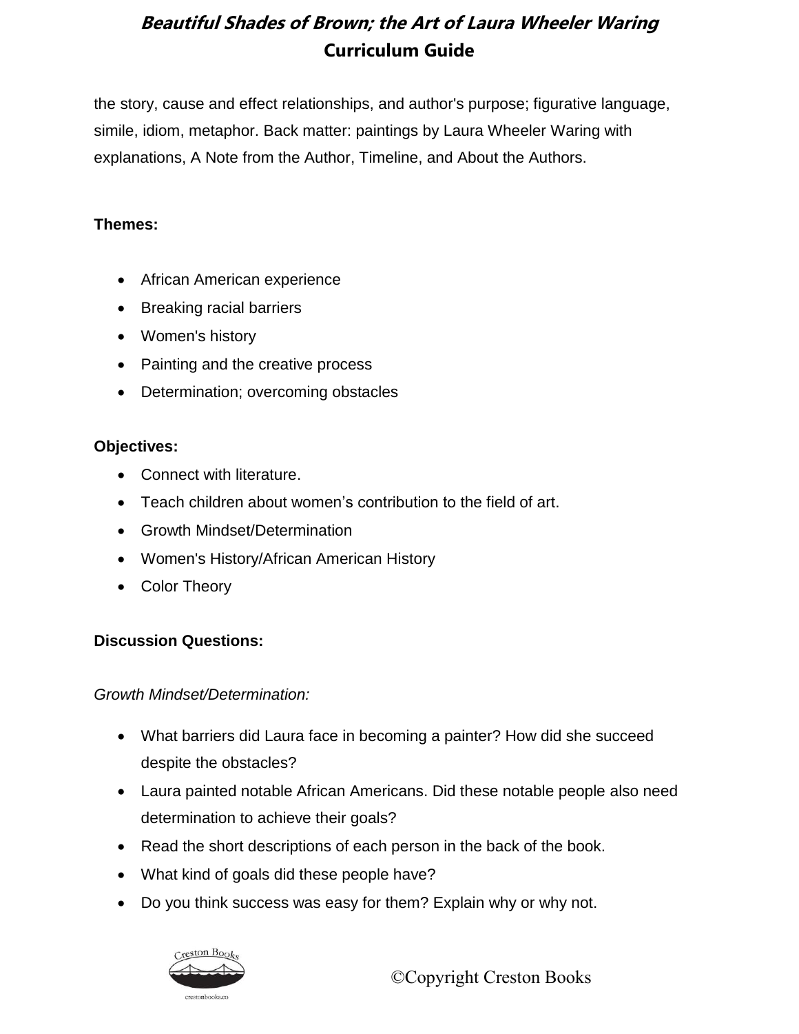the story, cause and effect relationships, and author's purpose; figurative language, simile, idiom, metaphor. Back matter: paintings by Laura Wheeler Waring with explanations, A Note from the Author, Timeline, and About the Authors.

**Themes:**

- African American experience
- Breaking racial barriers
- Women's history
- Painting and the creative process
- Determination; overcoming obstacles

**Objectives:**

- Connect with literature.
- Teach children about women's contribution to the field of art.
- Growth Mindset/Determination
- Women's History/African American History
- Color Theory

**Discussion Questions:**

*Growth Mindset/Determination:*

- What barriers did Laura face in becoming a painter? How did she succeed despite the obstacles?
- Laura painted notable African Americans. Did these notable people also need determination to achieve their goals?
- Read the short descriptions of each person in the back of the book.
- What kind of goals did these people have?
- Do you think success was easy for them? Explain why or why not.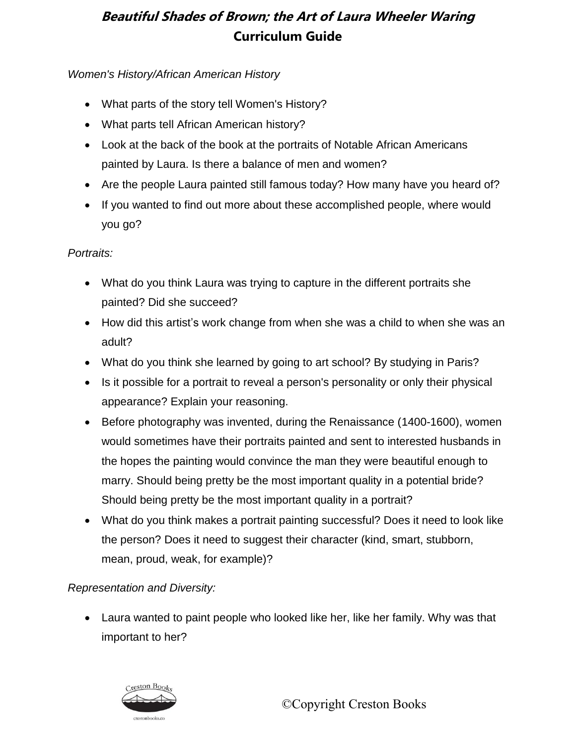***Beautiful Shades of Brown; the Art of Laura Wheeler Waring***
**Curriculum Guide**

*Women's History/African American History*

- What parts of the story tell Women's History?
- What parts tell African American history?
- Look at the back of the book at the portraits of Notable African Americans painted by Laura. Is there a balance of men and women?
- Are the people Laura painted still famous today? How many have you heard of?
- If you wanted to find out more about these accomplished people, where would you go?

*Portraits:*

- What do you think Laura was trying to capture in the different portraits she painted? Did she succeed?
- How did this artist's work change from when she was a child to when she was an adult?
- What do you think she learned by going to art school? By studying in Paris?
- Is it possible for a portrait to reveal a person's personality or only their physical appearance? Explain your reasoning.
- Before photography was invented, during the Renaissance (1400-1600), women would sometimes have their portraits painted and sent to interested husbands in the hopes the painting would convince the man they were beautiful enough to marry. Should being pretty be the most important quality in a potential bride? Should being pretty be the most important quality in a portrait?
- What do you think makes a portrait painting successful? Does it need to look like the person? Does it need to suggest their character (kind, smart, stubborn, mean, proud, weak, for example)?

*Representation and Diversity:*

- Laura wanted to paint people who looked like her, like her family. Why was that important to her?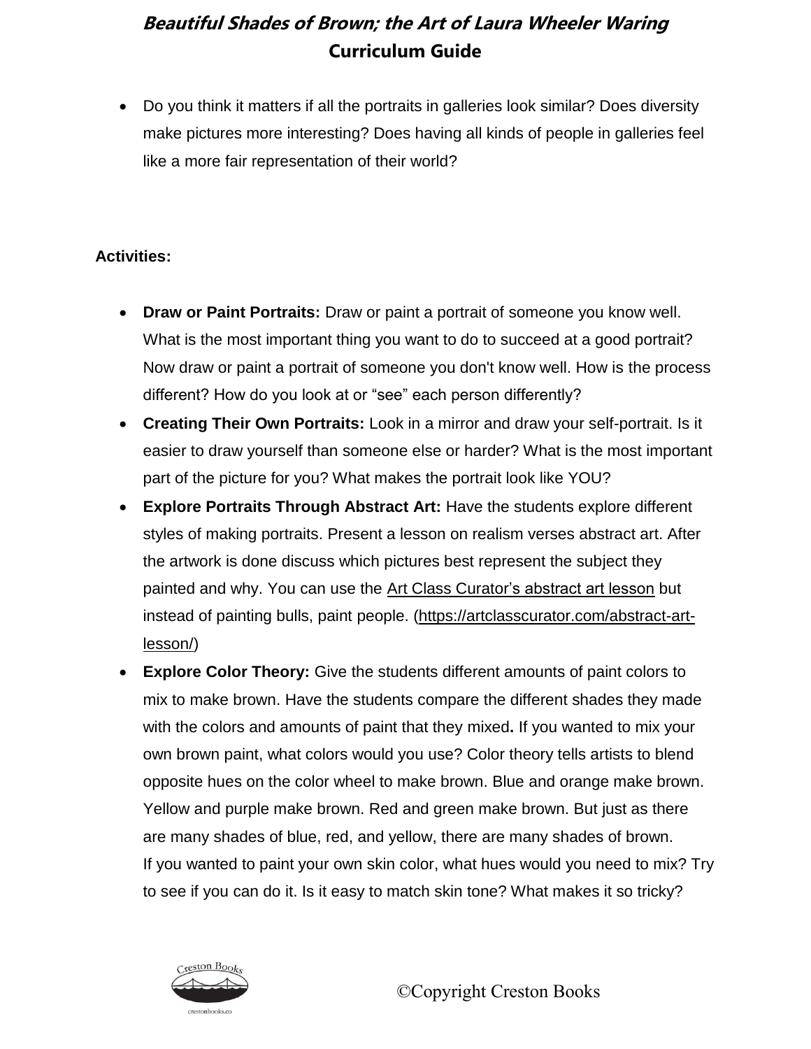- Do you think it matters if all the portraits in galleries look similar? Does diversity make pictures more interesting? Does having all kinds of people in galleries feel like a more fair representation of their world?

**Activities:**

- **Draw or Paint Portraits:** Draw or paint a portrait of someone you know well. What is the most important thing you want to do to succeed at a good portrait? Now draw or paint a portrait of someone you don't know well. How is the process different? How do you look at or "see" each person differently?
- **Creating Their Own Portraits:** Look in a mirror and draw your self-portrait. Is it easier to draw yourself than someone else or harder? What is the most important part of the picture for you? What makes the portrait look like YOU?
- **Explore Portraits Through Abstract Art:** Have the students explore different styles of making portraits. Present a lesson on realism verses abstract art. After the artwork is done discuss which pictures best represent the subject they painted and why. You can use the Art Class Curator's abstract art lesson but instead of painting bulls, paint people. (https://artclasscurator.com/abstract-art-lesson/)
- **Explore Color Theory:** Give the students different amounts of paint colors to mix to make brown. Have the students compare the different shades they made with the colors and amounts of paint that they mixed**.** If you wanted to mix your own brown paint, what colors would you use? Color theory tells artists to blend opposite hues on the color wheel to make brown. Blue and orange make brown. Yellow and purple make brown. Red and green make brown. But just as there are many shades of blue, red, and yellow, there are many shades of brown. If you wanted to paint your own skin color, what hues would you need to mix? Try to see if you can do it. Is it easy to match skin tone? What makes it so tricky?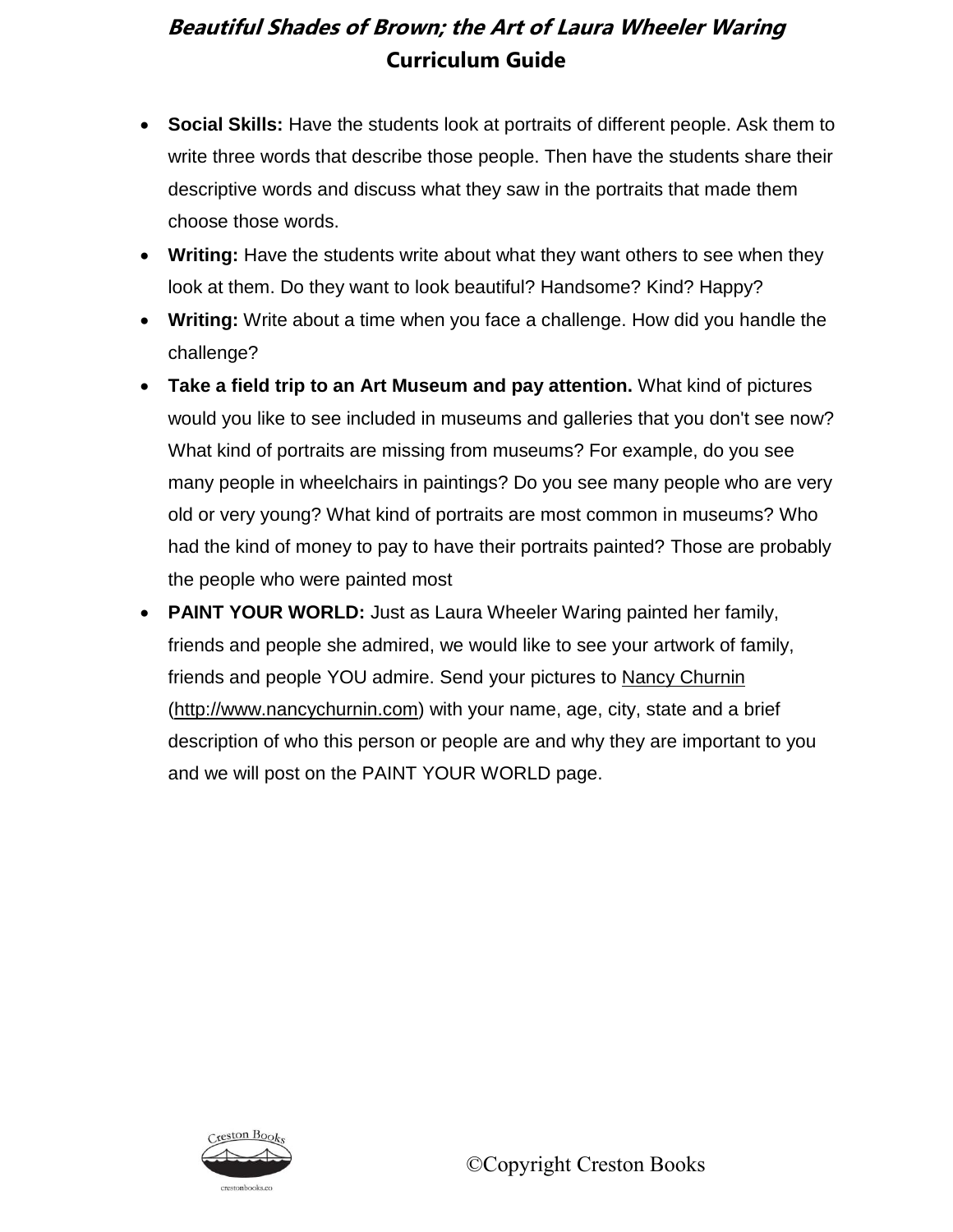- **Social Skills:** Have the students look at portraits of different people. Ask them to write three words that describe those people. Then have the students share their descriptive words and discuss what they saw in the portraits that made them choose those words.
- **Writing:** Have the students write about what they want others to see when they look at them. Do they want to look beautiful? Handsome? Kind? Happy?
- **Writing:** Write about a time when you face a challenge. How did you handle the challenge?
- **Take a field trip to an Art Museum and pay attention.** What kind of pictures would you like to see included in museums and galleries that you don't see now? What kind of portraits are missing from museums? For example, do you see many people in wheelchairs in paintings? Do you see many people who are very old or very young? What kind of portraits are most common in museums? Who had the kind of money to pay to have their portraits painted? Those are probably the people who were painted most
- **PAINT YOUR WORLD:** Just as Laura Wheeler Waring painted her family, friends and people she admired, we would like to see your artwork of family, friends and people YOU admire. Send your pictures to Nancy Churnin (http://www.nancychurnin.com) with your name, age, city, state and a brief description of who this person or people are and why they are important to you and we will post on the PAINT YOUR WORLD page.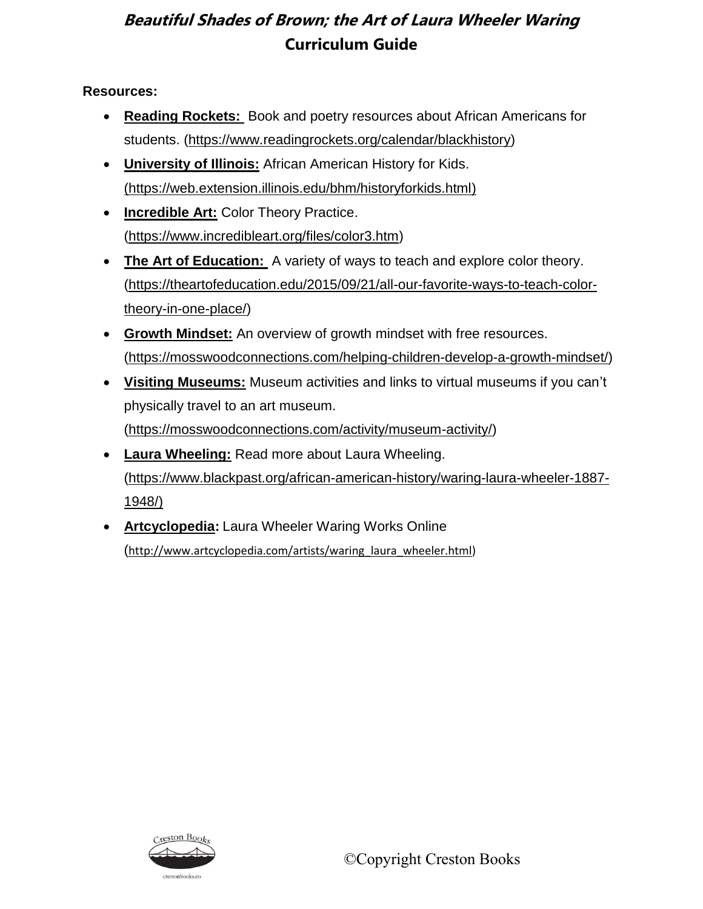# *Beautiful Shades of Brown; the Art of Laura Wheeler Waring*
## Curriculum Guide

**Resources:**

- **Reading Rockets:** Book and poetry resources about African Americans for students. (https://www.readingrockets.org/calendar/blackhistory)
- **University of Illinois:** African American History for Kids. (https://web.extension.illinois.edu/bhm/historyforkids.html)
- **Incredible Art:** Color Theory Practice. (https://www.incredibleart.org/files/color3.htm)
- **The Art of Education:** A variety of ways to teach and explore color theory. (https://theartofeducation.edu/2015/09/21/all-our-favorite-ways-to-teach-color-theory-in-one-place/)
- **Growth Mindset:** An overview of growth mindset with free resources. (https://mosswoodconnections.com/helping-children-develop-a-growth-mindset/)
- **Visiting Museums:** Museum activities and links to virtual museums if you can't physically travel to an art museum. (https://mosswoodconnections.com/activity/museum-activity/)
- **Laura Wheeling:** Read more about Laura Wheeling. (https://www.blackpast.org/african-american-history/waring-laura-wheeler-1887-1948/)
- **Artcyclopedia:** Laura Wheeler Waring Works Online (http://www.artcyclopedia.com/artists/waring_laura_wheeler.html)

©Copyright Creston Books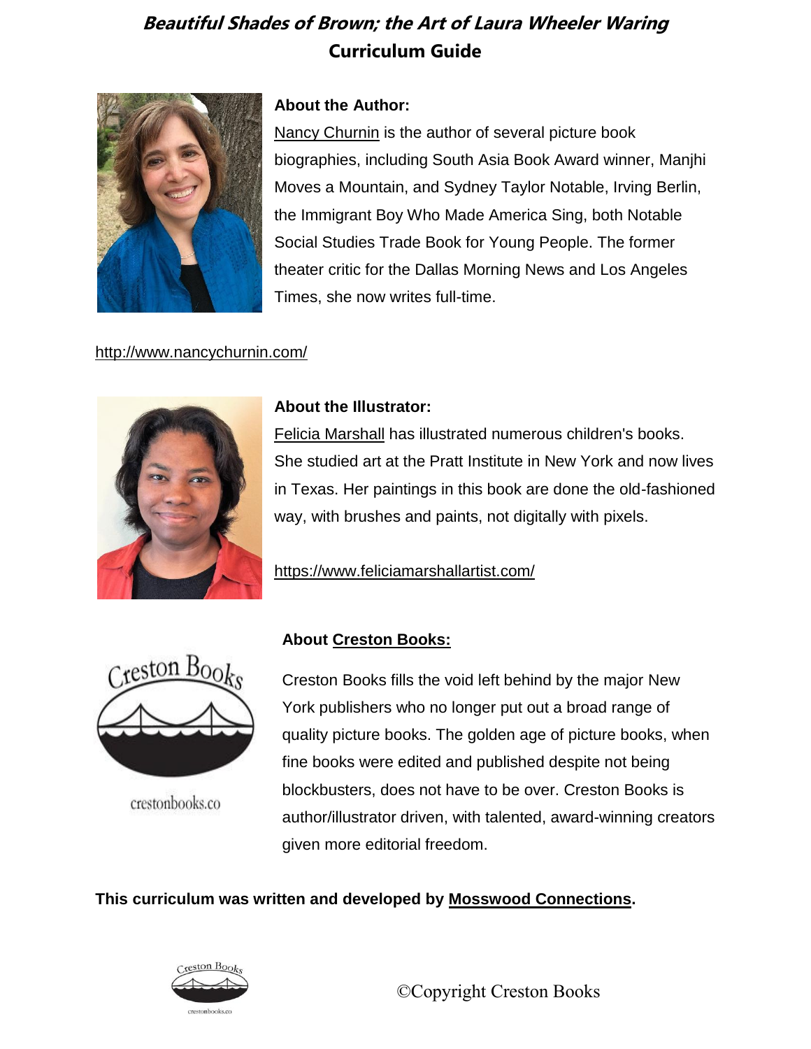# *Beautiful Shades of Brown; the Art of Laura Wheeler Waring*
## Curriculum Guide

**About the Author:**

Nancy Churnin is the author of several picture book biographies, including South Asia Book Award winner, Manjhi Moves a Mountain, and Sydney Taylor Notable, Irving Berlin, the Immigrant Boy Who Made America Sing, both Notable Social Studies Trade Book for Young People. The former theater critic for the Dallas Morning News and Los Angeles Times, she now writes full-time.

http://www.nancychurnin.com/

**About the Illustrator:**

Felicia Marshall has illustrated numerous children's books. She studied art at the Pratt Institute in New York and now lives in Texas. Her paintings in this book are done the old-fashioned way, with brushes and paints, not digitally with pixels.

https://www.feliciamarshallartist.com/

**About Creston Books:**

Creston Books fills the void left behind by the major New York publishers who no longer put out a broad range of quality picture books. The golden age of picture books, when fine books were edited and published despite not being blockbusters, does not have to be over. Creston Books is author/illustrator driven, with talented, award-winning creators given more editorial freedom.

crestonbooks.co

**This curriculum was written and developed by Mosswood Connections.**

©Copyright Creston Books